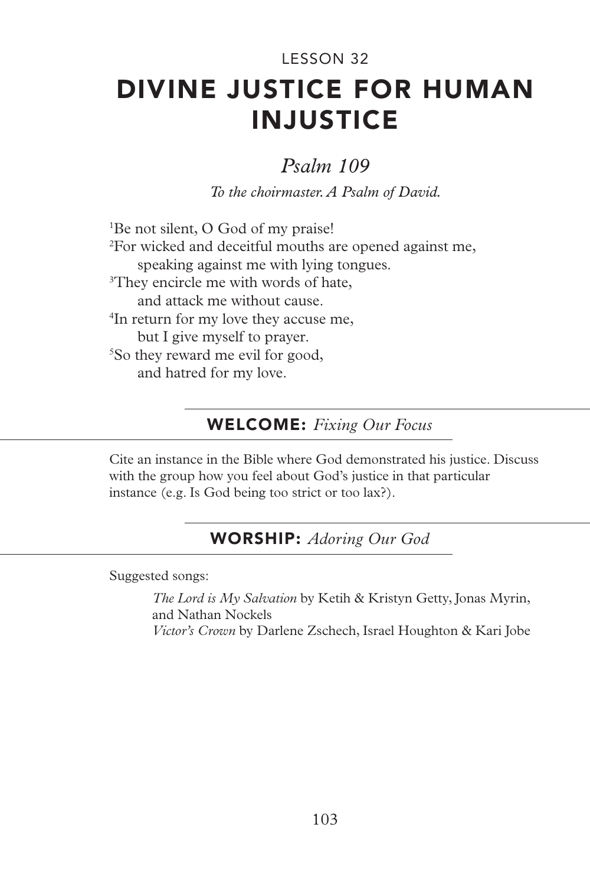LESSON 32

# DIVINE JUSTICE FOR HUMAN INJUSTICE

## *Psalm 109*

*To the choirmaster. A Psalm of David.*

[1]Be not silent, O God of my praise!
[2]For wicked and deceitful mouths are opened against me,
speaking against me with lying tongues.
[3]They encircle me with words of hate,
and attack me without cause.
[4]In return for my love they accuse me,
but I give myself to prayer.
[5]So they reward me evil for good,
and hatred for my love.

## **WELCOME:** *Fixing Our Focus*

Cite an instance in the Bible where God demonstrated his justice. Discuss with the group how you feel about God's justice in that particular instance (e.g. Is God being too strict or too lax?).

## **WORSHIP:** *Adoring Our God*

Suggested songs:

*The Lord is My Salvation* by Ketih & Kristyn Getty, Jonas Myrin, and Nathan Nockels
*Victor's Crown* by Darlene Zschech, Israel Houghton & Kari Jobe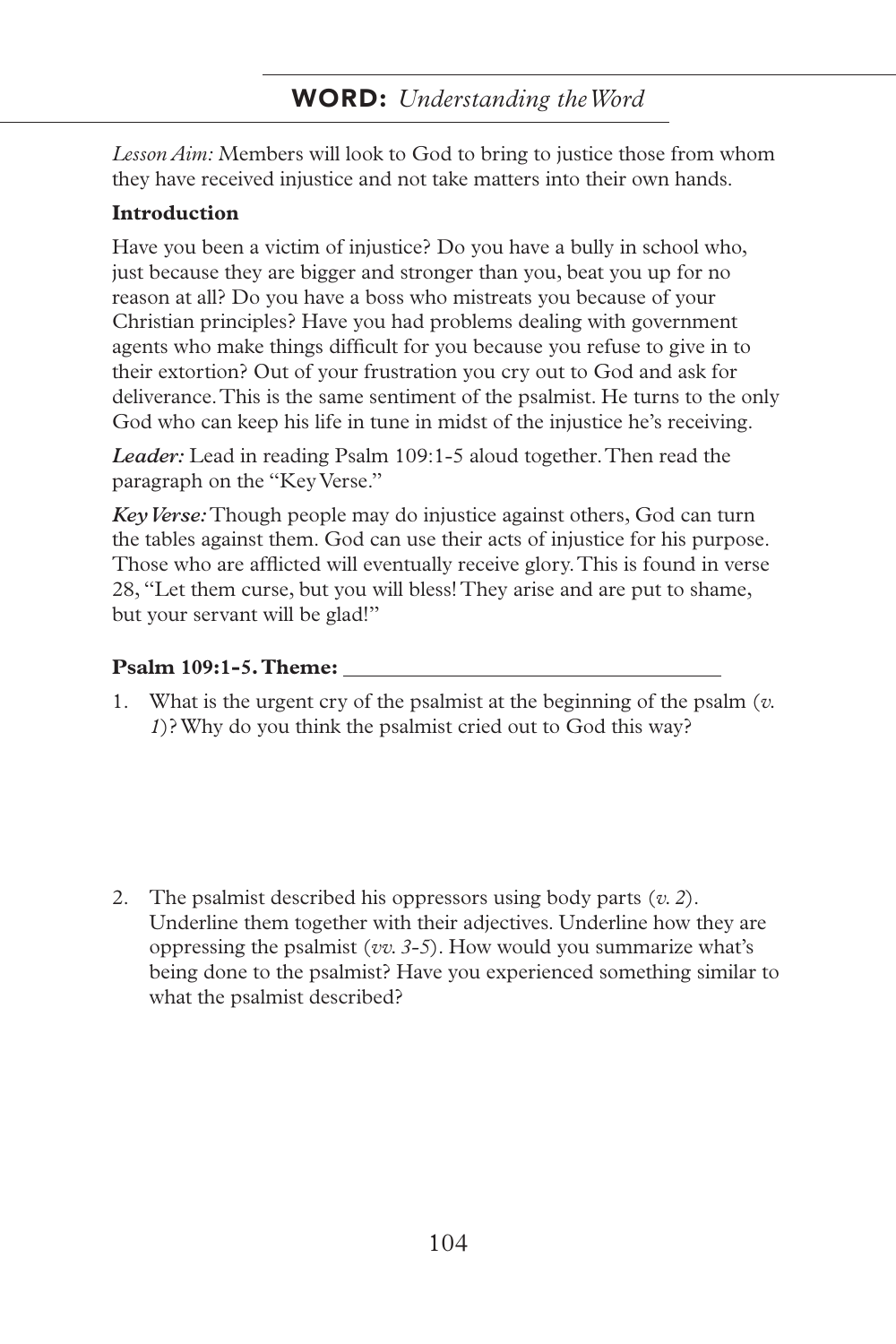## WORD: *Understanding the Word*

*Lesson Aim:* Members will look to God to bring to justice those from whom they have received injustice and not take matters into their own hands.

**Introduction**

Have you been a victim of injustice? Do you have a bully in school who, just because they are bigger and stronger than you, beat you up for no reason at all? Do you have a boss who mistreats you because of your Christian principles? Have you had problems dealing with government agents who make things difficult for you because you refuse to give in to their extortion? Out of your frustration you cry out to God and ask for deliverance. This is the same sentiment of the psalmist. He turns to the only God who can keep his life in tune in midst of the injustice he's receiving.

***Leader:*** Lead in reading Psalm 109:1-5 aloud together. Then read the paragraph on the "Key Verse."

***Key Verse:*** Though people may do injustice against others, God can turn the tables against them. God can use their acts of injustice for his purpose. Those who are afflicted will eventually receive glory. This is found in verse 28, "Let them curse, but you will bless! They arise and are put to shame, but your servant will be glad!"

**Psalm 109:1-5. Theme:** ___________________________________

1. What is the urgent cry of the psalmist at the beginning of the psalm (*v. 1*)? Why do you think the psalmist cried out to God this way?

2. The psalmist described his oppressors using body parts (*v. 2*). Underline them together with their adjectives. Underline how they are oppressing the psalmist (*vv. 3-5*). How would you summarize what's being done to the psalmist? Have you experienced something similar to what the psalmist described?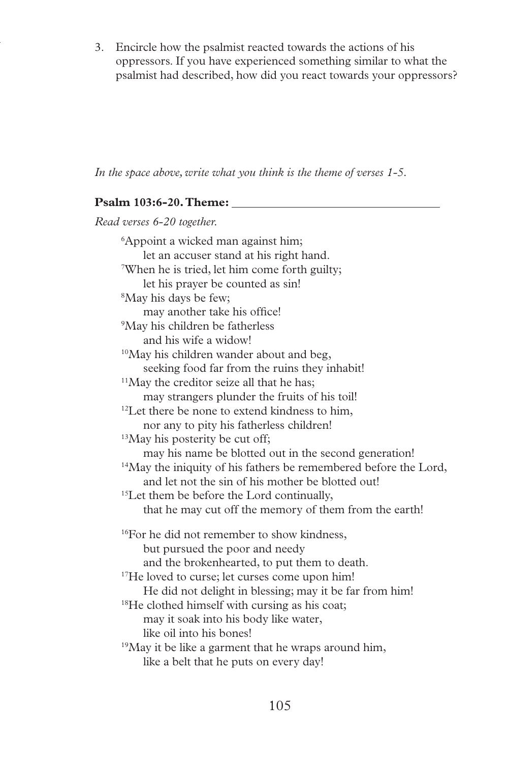3. Encircle how the psalmist reacted towards the actions of his oppressors. If you have experienced something similar to what the psalmist had described, how did you react towards your oppressors?

*In the space above, write what you think is the theme of verses 1-5.*

**Psalm 103:6-20. Theme:** ________________________________

*Read verses 6-20 together.*

> [6]Appoint a wicked man against him;
> let an accuser stand at his right hand.
> [7]When he is tried, let him come forth guilty;
> let his prayer be counted as sin!
> [8]May his days be few;
> may another take his office!
> [9]May his children be fatherless
> and his wife a widow!
> [10]May his children wander about and beg,
> seeking food far from the ruins they inhabit!
> [11]May the creditor seize all that he has;
> may strangers plunder the fruits of his toil!
> [12]Let there be none to extend kindness to him,
> nor any to pity his fatherless children!
> [13]May his posterity be cut off;
> may his name be blotted out in the second generation!
> [14]May the iniquity of his fathers be remembered before the Lord,
> and let not the sin of his mother be blotted out!
> [15]Let them be before the Lord continually,
> that he may cut off the memory of them from the earth!
>
> [16]For he did not remember to show kindness,
> but pursued the poor and needy
> and the brokenhearted, to put them to death.
> [17]He loved to curse; let curses come upon him!
> He did not delight in blessing; may it be far from him!
> [18]He clothed himself with cursing as his coat;
> may it soak into his body like water,
> like oil into his bones!
> [19]May it be like a garment that he wraps around him,
> like a belt that he puts on every day!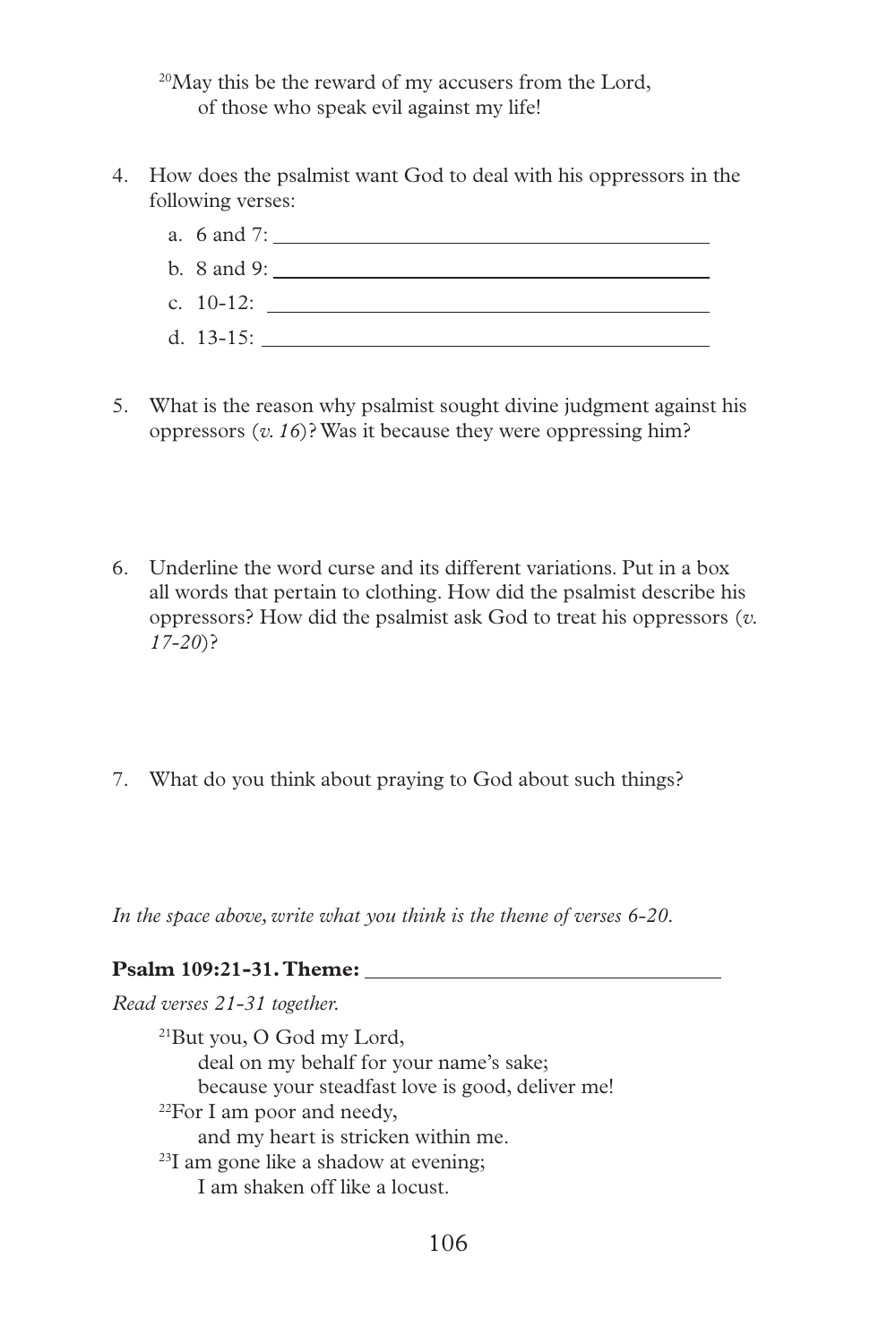[20]May this be the reward of my accusers from the Lord,
  of those who speak evil against my life!

4. How does the psalmist want God to deal with his oppressors in the following verses:
   a. 6 and 7: ______________________________
   b. 8 and 9: ______________________________
   c. 10-12: ______________________________
   d. 13-15: ______________________________

5. What is the reason why psalmist sought divine judgment against his oppressors (*v. 16*)? Was it because they were oppressing him?

6. Underline the word curse and its different variations. Put in a box all words that pertain to clothing. How did the psalmist describe his oppressors? How did the psalmist ask God to treat his oppressors (*v. 17-20*)?

7. What do you think about praying to God about such things?

*In the space above, write what you think is the theme of verses 6-20.*

**Psalm 109:21-31. Theme:** ______________________________

*Read verses 21-31 together.*

[21]But you, O God my Lord,
  deal on my behalf for your name's sake;
  because your steadfast love is good, deliver me!
[22]For I am poor and needy,
  and my heart is stricken within me.
[23]I am gone like a shadow at evening;
  I am shaken off like a locust.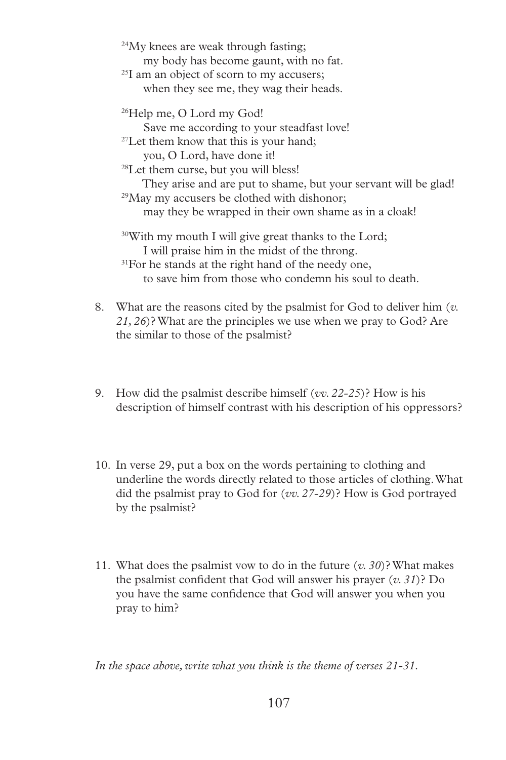[24]My knees are weak through fasting;
    my body has become gaunt, with no fat.
[25]I am an object of scorn to my accusers;
    when they see me, they wag their heads.

[26]Help me, O Lord my God!
    Save me according to your steadfast love!
[27]Let them know that this is your hand;
    you, O Lord, have done it!
[28]Let them curse, but you will bless!
    They arise and are put to shame, but your servant will be glad!
[29]May my accusers be clothed with dishonor;
    may they be wrapped in their own shame as in a cloak!

[30]With my mouth I will give great thanks to the Lord;
    I will praise him in the midst of the throng.
[31]For he stands at the right hand of the needy one,
    to save him from those who condemn his soul to death.

8. What are the reasons cited by the psalmist for God to deliver him (*v. 21, 26*)? What are the principles we use when we pray to God? Are the similar to those of the psalmist?

9. How did the psalmist describe himself (*vv. 22-25*)? How is his description of himself contrast with his description of his oppressors?

10. In verse 29, put a box on the words pertaining to clothing and underline the words directly related to those articles of clothing. What did the psalmist pray to God for (*vv. 27-29*)? How is God portrayed by the psalmist?

11. What does the psalmist vow to do in the future (*v. 30*)? What makes the psalmist confident that God will answer his prayer (*v. 31*)? Do you have the same confidence that God will answer you when you pray to him?

*In the space above, write what you think is the theme of verses 21-31.*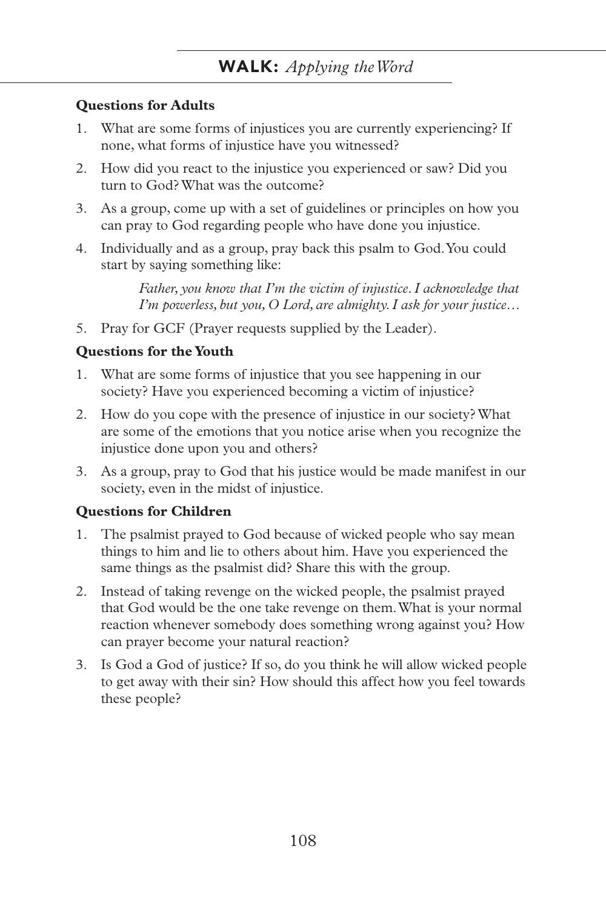## **WALK:** *Applying the Word*

**Questions for Adults**

1. What are some forms of injustices you are currently experiencing? If none, what forms of injustice have you witnessed?
2. How did you react to the injustice you experienced or saw? Did you turn to God? What was the outcome?
3. As a group, come up with a set of guidelines or principles on how you can pray to God regarding people who have done you injustice.
4. Individually and as a group, pray back this psalm to God. You could start by saying something like:

   *Father, you know that I'm the victim of injustice. I acknowledge that I'm powerless, but you, O Lord, are almighty. I ask for your justice…*

5. Pray for GCF (Prayer requests supplied by the Leader).

**Questions for the Youth**

1. What are some forms of injustice that you see happening in our society? Have you experienced becoming a victim of injustice?
2. How do you cope with the presence of injustice in our society? What are some of the emotions that you notice arise when you recognize the injustice done upon you and others?
3. As a group, pray to God that his justice would be made manifest in our society, even in the midst of injustice.

**Questions for Children**

1. The psalmist prayed to God because of wicked people who say mean things to him and lie to others about him. Have you experienced the same things as the psalmist did? Share this with the group.
2. Instead of taking revenge on the wicked people, the psalmist prayed that God would be the one take revenge on them. What is your normal reaction whenever somebody does something wrong against you? How can prayer become your natural reaction?
3. Is God a God of justice? If so, do you think he will allow wicked people to get away with their sin? How should this affect how you feel towards these people?